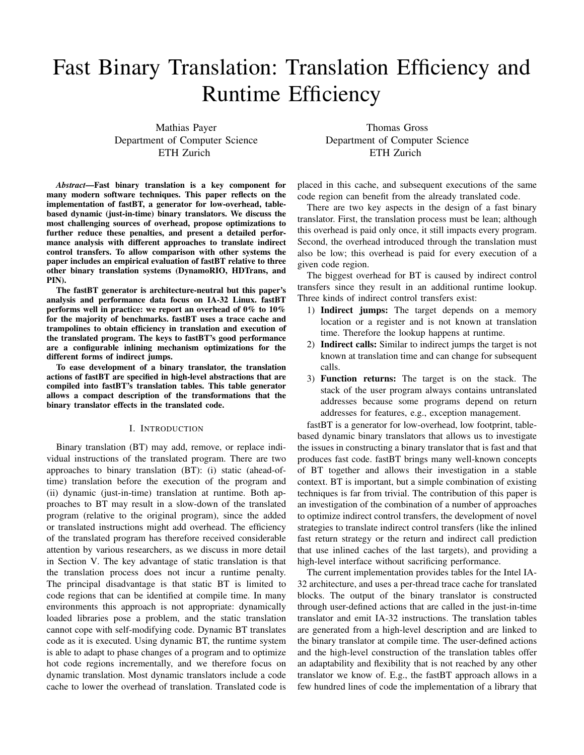# Fast Binary Translation: Translation Efficiency and Runtime Efficiency

Mathias Payer
Department of Computer Science
ETH Zurich

Thomas Gross
Department of Computer Science
ETH Zurich

***Abstract*—Fast binary translation is a key component for many modern software techniques. This paper reflects on the implementation of fastBT, a generator for low-overhead, table-based dynamic (just-in-time) binary translators. We discuss the most challenging sources of overhead, propose optimizations to further reduce these penalties, and present a detailed performance analysis with different approaches to translate indirect control transfers. To allow comparison with other systems the paper includes an empirical evaluation of fastBT relative to three other binary translation systems (DynamoRIO, HDTrans, and PIN).**

**The fastBT generator is architecture-neutral but this paper's analysis and performance data focus on IA-32 Linux. fastBT performs well in practice: we report an overhead of 0% to 10% for the majority of benchmarks. fastBT uses a trace cache and trampolines to obtain efficiency in translation and execution of the translated program. The keys to fastBT's good performance are a configurable inlining mechanism optimizations for the different forms of indirect jumps.**

**To ease development of a binary translator, the translation actions of fastBT are specified in high-level abstractions that are compiled into fastBT's translation tables. This table generator allows a compact description of the transformations that the binary translator effects in the translated code.**

## I. Introduction

Binary translation (BT) may add, remove, or replace individual instructions of the translated program. There are two approaches to binary translation (BT): (i) static (ahead-of-time) translation before the execution of the program and (ii) dynamic (just-in-time) translation at runtime. Both approaches to BT may result in a slow-down of the translated program (relative to the original program), since the added or translated instructions might add overhead. The efficiency of the translated program has therefore received considerable attention by various researchers, as we discuss in more detail in Section V. The key advantage of static translation is that the translation process does not incur a runtime penalty. The principal disadvantage is that static BT is limited to code regions that can be identified at compile time. In many environments this approach is not appropriate: dynamically loaded libraries pose a problem, and the static translation cannot cope with self-modifying code. Dynamic BT translates code as it is executed. Using dynamic BT, the runtime system is able to adapt to phase changes of a program and to optimize hot code regions incrementally, and we therefore focus on dynamic translation. Most dynamic translators include a code cache to lower the overhead of translation. Translated code is placed in this cache, and subsequent executions of the same code region can benefit from the already translated code.

There are two key aspects in the design of a fast binary translator. First, the translation process must be lean; although this overhead is paid only once, it still impacts every program. Second, the overhead introduced through the translation must also be low; this overhead is paid for every execution of a given code region.

The biggest overhead for BT is caused by indirect control transfers since they result in an additional runtime lookup. Three kinds of indirect control transfers exist:

1) **Indirect jumps:** The target depends on a memory location or a register and is not known at translation time. Therefore the lookup happens at runtime.
2) **Indirect calls:** Similar to indirect jumps the target is not known at translation time and can change for subsequent calls.
3) **Function returns:** The target is on the stack. The stack of the user program always contains untranslated addresses because some programs depend on return addresses for features, e.g., exception management.

fastBT is a generator for low-overhead, low footprint, table-based dynamic binary translators that allows us to investigate the issues in constructing a binary translator that is fast and that produces fast code. fastBT brings many well-known concepts of BT together and allows their investigation in a stable context. BT is important, but a simple combination of existing techniques is far from trivial. The contribution of this paper is an investigation of the combination of a number of approaches to optimize indirect control transfers, the development of novel strategies to translate indirect control transfers (like the inlined fast return strategy or the return and indirect call prediction that use inlined caches of the last targets), and providing a high-level interface without sacrificing performance.

The current implementation provides tables for the Intel IA-32 architecture, and uses a per-thread trace cache for translated blocks. The output of the binary translator is constructed through user-defined actions that are called in the just-in-time translator and emit IA-32 instructions. The translation tables are generated from a high-level description and are linked to the binary translator at compile time. The user-defined actions and the high-level construction of the translation tables offer an adaptability and flexibility that is not reached by any other translator we know of. E.g., the fastBT approach allows in a few hundred lines of code the implementation of a library that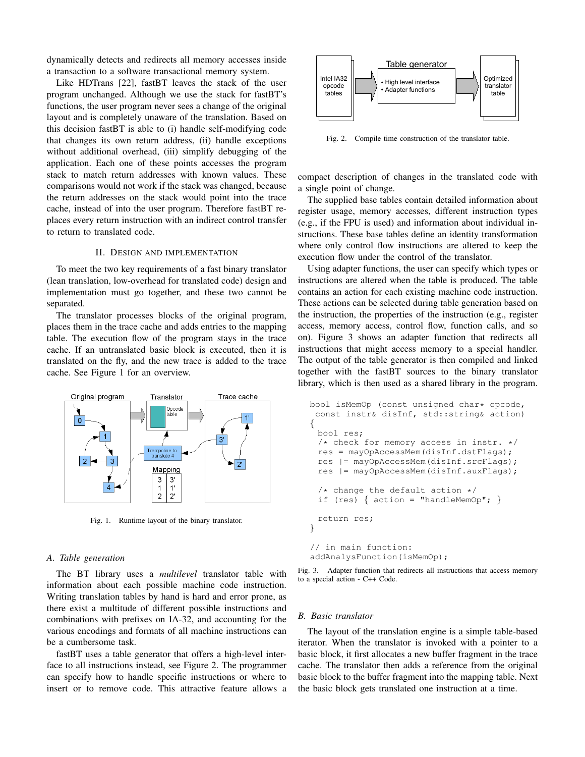dynamically detects and redirects all memory accesses inside a transaction to a software transactional memory system.

Like HDTrans [22], fastBT leaves the stack of the user program unchanged. Although we use the stack for fastBT's functions, the user program never sees a change of the original layout and is completely unaware of the translation. Based on this decision fastBT is able to (i) handle self-modifying code that changes its own return address, (ii) handle exceptions without additional overhead, (iii) simplify debugging of the application. Each one of these points accesses the program stack to match return addresses with known values. These comparisons would not work if the stack was changed, because the return addresses on the stack would point into the trace cache, instead of into the user program. Therefore fastBT replaces every return instruction with an indirect control transfer to return to translated code.

## II. Design and Implementation

To meet the two key requirements of a fast binary translator (lean translation, low-overhead for translated code) design and implementation must go together, and these two cannot be separated.

The translator processes blocks of the original program, places them in the trace cache and adds entries to the mapping table. The execution flow of the program stays in the trace cache. If an untranslated basic block is executed, then it is translated on the fly, and the new trace is added to the trace cache. See Figure 1 for an overview.

Fig. 1. Runtime layout of the binary translator.

### A. Table generation

The BT library uses a *multilevel* translator table with information about each possible machine code instruction. Writing translation tables by hand is hard and error prone, as there exist a multitude of different possible instructions and combinations with prefixes on IA-32, and accounting for the various encodings and formats of all machine instructions can be a cumbersome task.

fastBT uses a table generator that offers a high-level interface to all instructions instead, see Figure 2. The programmer can specify how to handle specific instructions or where to insert or to remove code. This attractive feature allows a compact description of changes in the translated code with a single point of change.

Fig. 2. Compile time construction of the translator table.

The supplied base tables contain detailed information about register usage, memory accesses, different instruction types (e.g., if the FPU is used) and information about individual instructions. These base tables define an identity transformation where only control flow instructions are altered to keep the execution flow under the control of the translator.

Using adapter functions, the user can specify which types or instructions are altered when the table is produced. The table contains an action for each existing machine code instruction. These actions can be selected during table generation based on the instruction, the properties of the instruction (e.g., register access, memory access, control flow, function calls, and so on). Figure 3 shows an adapter function that redirects all instructions that might access memory to a special handler. The output of the table generator is then compiled and linked together with the fastBT sources to the binary translator library, which is then used as a shared library in the program.

```
bool isMemOp (const unsigned char* opcode,
 const instr& disInf, std::string& action)
{
  bool res;
  /* check for memory access in instr. */
  res = mayOpAccessMem(disInf.dstFlags);
  res |= mayOpAccessMem(disInf.srcFlags);
  res |= mayOpAccessMem(disInf.auxFlags);

  /* change the default action */
  if (res) { action = "handleMemOp"; }

  return res;
}

// in main function:
addAnalysFunction(isMemOp);
```

Fig. 3. Adapter function that redirects all instructions that access memory to a special action - C++ Code.

### B. Basic translator

The layout of the translation engine is a simple table-based iterator. When the translator is invoked with a pointer to a basic block, it first allocates a new buffer fragment in the trace cache. The translator then adds a reference from the original basic block to the buffer fragment into the mapping table. Next the basic block gets translated one instruction at a time.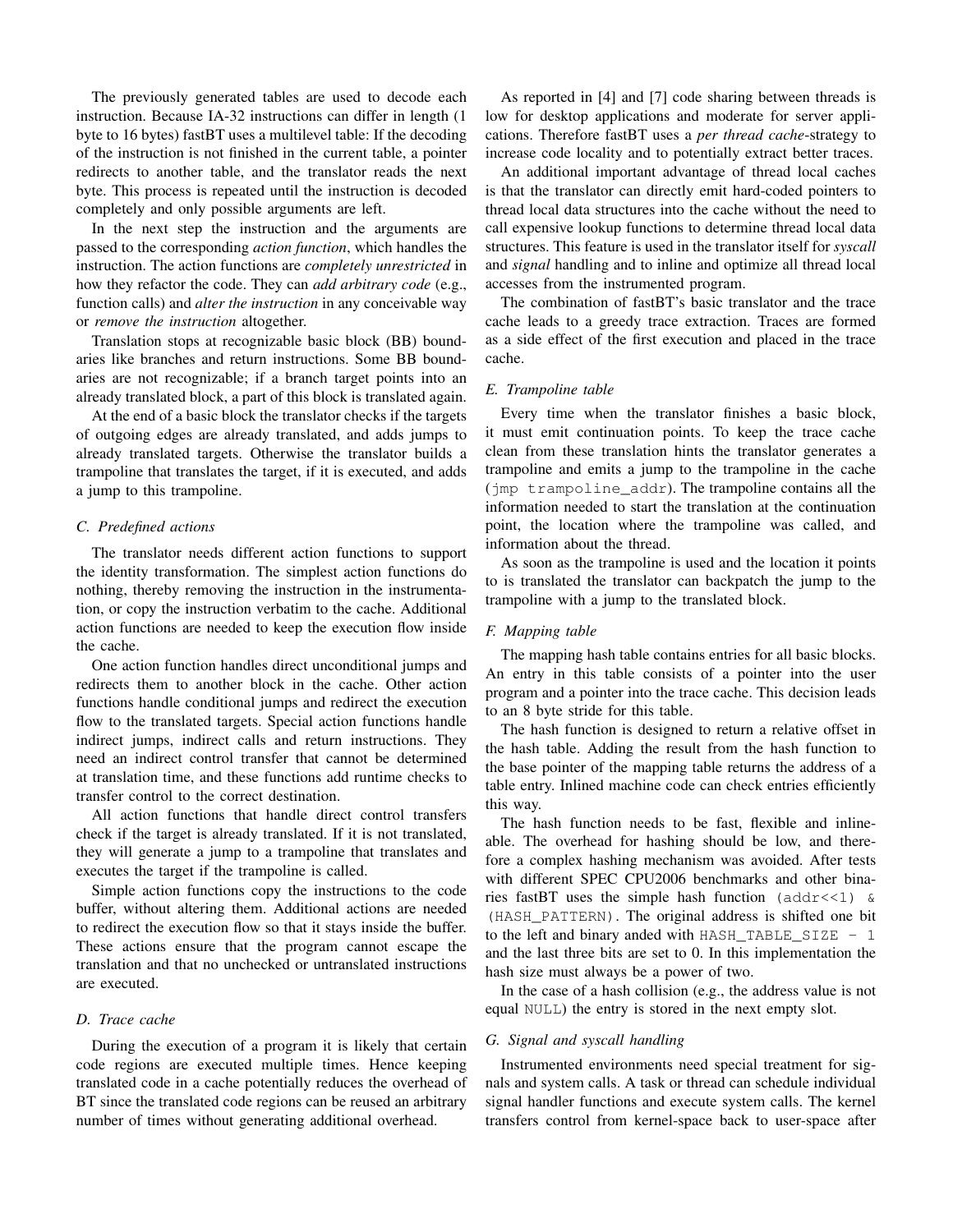The previously generated tables are used to decode each instruction. Because IA-32 instructions can differ in length (1 byte to 16 bytes) fastBT uses a multilevel table: If the decoding of the instruction is not finished in the current table, a pointer redirects to another table, and the translator reads the next byte. This process is repeated until the instruction is decoded completely and only possible arguments are left.

In the next step the instruction and the arguments are passed to the corresponding *action function*, which handles the instruction. The action functions are *completely unrestricted* in how they refactor the code. They can *add arbitrary code* (e.g., function calls) and *alter the instruction* in any conceivable way or *remove the instruction* altogether.

Translation stops at recognizable basic block (BB) boundaries like branches and return instructions. Some BB boundaries are not recognizable; if a branch target points into an already translated block, a part of this block is translated again.

At the end of a basic block the translator checks if the targets of outgoing edges are already translated, and adds jumps to already translated targets. Otherwise the translator builds a trampoline that translates the target, if it is executed, and adds a jump to this trampoline.

### C. Predefined actions

The translator needs different action functions to support the identity transformation. The simplest action functions do nothing, thereby removing the instruction in the instrumentation, or copy the instruction verbatim to the cache. Additional action functions are needed to keep the execution flow inside the cache.

One action function handles direct unconditional jumps and redirects them to another block in the cache. Other action functions handle conditional jumps and redirect the execution flow to the translated targets. Special action functions handle indirect jumps, indirect calls and return instructions. They need an indirect control transfer that cannot be determined at translation time, and these functions add runtime checks to transfer control to the correct destination.

All action functions that handle direct control transfers check if the target is already translated. If it is not translated, they will generate a jump to a trampoline that translates and executes the target if the trampoline is called.

Simple action functions copy the instructions to the code buffer, without altering them. Additional actions are needed to redirect the execution flow so that it stays inside the buffer. These actions ensure that the program cannot escape the translation and that no unchecked or untranslated instructions are executed.

### D. Trace cache

During the execution of a program it is likely that certain code regions are executed multiple times. Hence keeping translated code in a cache potentially reduces the overhead of BT since the translated code regions can be reused an arbitrary number of times without generating additional overhead.

As reported in [4] and [7] code sharing between threads is low for desktop applications and moderate for server applications. Therefore fastBT uses a *per thread cache*-strategy to increase code locality and to potentially extract better traces.

An additional important advantage of thread local caches is that the translator can directly emit hard-coded pointers to thread local data structures into the cache without the need to call expensive lookup functions to determine thread local data structures. This feature is used in the translator itself for *syscall* and *signal* handling and to inline and optimize all thread local accesses from the instrumented program.

The combination of fastBT's basic translator and the trace cache leads to a greedy trace extraction. Traces are formed as a side effect of the first execution and placed in the trace cache.

### E. Trampoline table

Every time when the translator finishes a basic block, it must emit continuation points. To keep the trace cache clean from these translation hints the translator generates a trampoline and emits a jump to the trampoline in the cache (`jmp trampoline_addr`). The trampoline contains all the information needed to start the translation at the continuation point, the location where the trampoline was called, and information about the thread.

As soon as the trampoline is used and the location it points to is translated the translator can backpatch the jump to the trampoline with a jump to the translated block.

### F. Mapping table

The mapping hash table contains entries for all basic blocks. An entry in this table consists of a pointer into the user program and a pointer into the trace cache. This decision leads to an 8 byte stride for this table.

The hash function is designed to return a relative offset in the hash table. Adding the result from the hash function to the base pointer of the mapping table returns the address of a table entry. Inlined machine code can check entries efficiently this way.

The hash function needs to be fast, flexible and inlineable. The overhead for hashing should be low, and therefore a complex hashing mechanism was avoided. After tests with different SPEC CPU2006 benchmarks and other binaries fastBT uses the simple hash function `(addr<<1) & (HASH_PATTERN)`. The original address is shifted one bit to the left and binary anded with `HASH_TABLE_SIZE - 1` and the last three bits are set to 0. In this implementation the hash size must always be a power of two.

In the case of a hash collision (e.g., the address value is not equal `NULL`) the entry is stored in the next empty slot.

### G. Signal and syscall handling

Instrumented environments need special treatment for signals and system calls. A task or thread can schedule individual signal handler functions and execute system calls. The kernel transfers control from kernel-space back to user-space after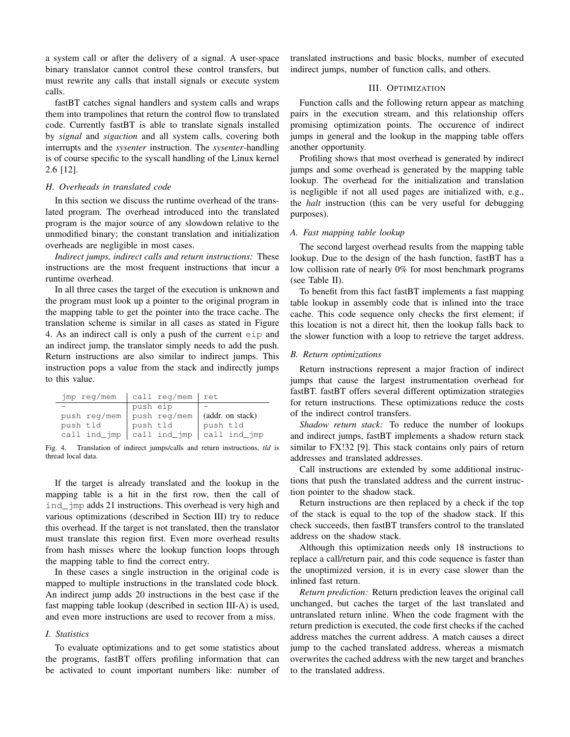a system call or after the delivery of a signal. A user-space binary translator cannot control these control transfers, but must rewrite any calls that install signals or execute system calls.

fastBT catches signal handlers and system calls and wraps them into trampolines that return the control flow to translated code. Currently fastBT is able to translate signals installed by *signal* and *sigaction* and all system calls, covering both interrupts and the *sysenter* instruction. The *sysenter*-handling is of course specific to the syscall handling of the Linux kernel 2.6 [12].

### H. Overheads in translated code

In this section we discuss the runtime overhead of the translated program. The overhead introduced into the translated program is the major source of any slowdown relative to the unmodified binary; the constant translation and initialization overheads are negligible in most cases.

*Indirect jumps, indirect calls and return instructions:* These instructions are the most frequent instructions that incur a runtime overhead.

In all three cases the target of the execution is unknown and the program must look up a pointer to the original program in the mapping table to get the pointer into the trace cache. The translation scheme is similar in all cases as stated in Figure 4. As an indirect call is only a push of the current `eip` and an indirect jump, the translator simply needs to add the push. Return instructions are also similar to indirect jumps. This instruction pops a value from the stack and indirectly jumps to this value.

| jmp reg/mem | call reg/mem | ret |
|---|---|---|
| – | push eip | – |
| push reg/mem | push reg/mem | (addr. on stack) |
| push tld | push tld | push tld |
| call ind_jmp | call ind_jmp | call ind_jmp |

Fig. 4. Translation of indirect jumps/calls and return instructions, *tld* is thread local data.

If the target is already translated and the lookup in the mapping table is a hit in the first row, then the call of `ind_jmp` adds 21 instructions. This overhead is very high and various optimizations (described in Section III) try to reduce this overhead. If the target is not translated, then the translator must translate this region first. Even more overhead results from hash misses where the lookup function loops through the mapping table to find the correct entry.

In these cases a single instruction in the original code is mapped to multiple instructions in the translated code block. An indirect jump adds 20 instructions in the best case if the fast mapping table lookup (described in section III-A) is used, and even more instructions are used to recover from a miss.

### I. Statistics

To evaluate optimizations and to get some statistics about the programs, fastBT offers profiling information that can be activated to count important numbers like: number of translated instructions and basic blocks, number of executed indirect jumps, number of function calls, and others.

## III. Optimization

Function calls and the following return appear as matching pairs in the execution stream, and this relationship offers promising optimization points. The occurence of indirect jumps in general and the lookup in the mapping table offers another opportunity.

Profiling shows that most overhead is generated by indirect jumps and some overhead is generated by the mapping table lookup. The overhead for the initialization and translation is negligible if not all used pages are initialized with, e.g., the *halt* instruction (this can be very useful for debugging purposes).

### A. Fast mapping table lookup

The second largest overhead results from the mapping table lookup. Due to the design of the hash function, fastBT has a low collision rate of nearly 0% for most benchmark programs (see Table II).

To benefit from this fact fastBT implements a fast mapping table lookup in assembly code that is inlined into the trace cache. This code sequence only checks the first element; if this location is not a direct hit, then the lookup falls back to the slower function with a loop to retrieve the target address.

### B. Return optimizations

Return instructions represent a major fraction of indirect jumps that cause the largest instrumentation overhead for fastBT. fastBT offers several different optimization strategies for return instructions. These optimizations reduce the costs of the indirect control transfers.

*Shadow return stack:* To reduce the number of lookups and indirect jumps, fastBT implements a shadow return stack similar to FX!32 [9]. This stack contains only pairs of return addresses and translated addresses.

Call instructions are extended by some additional instructions that push the translated address and the current instruction pointer to the shadow stack.

Return instructions are then replaced by a check if the top of the stack is equal to the top of the shadow stack. If this check succeeds, then fastBT transfers control to the translated address on the shadow stack.

Although this optimization needs only 18 instructions to replace a call/return pair, and this code sequence is faster than the unoptimized version, it is in every case slower than the inlined fast return.

*Return prediction:* Return prediction leaves the original call unchanged, but caches the target of the last translated and untranslated return inline. When the code fragment with the return prediction is executed, the code first checks if the cached address matches the current address. A match causes a direct jump to the cached translated address, whereas a mismatch overwrites the cached address with the new target and branches to the translated address.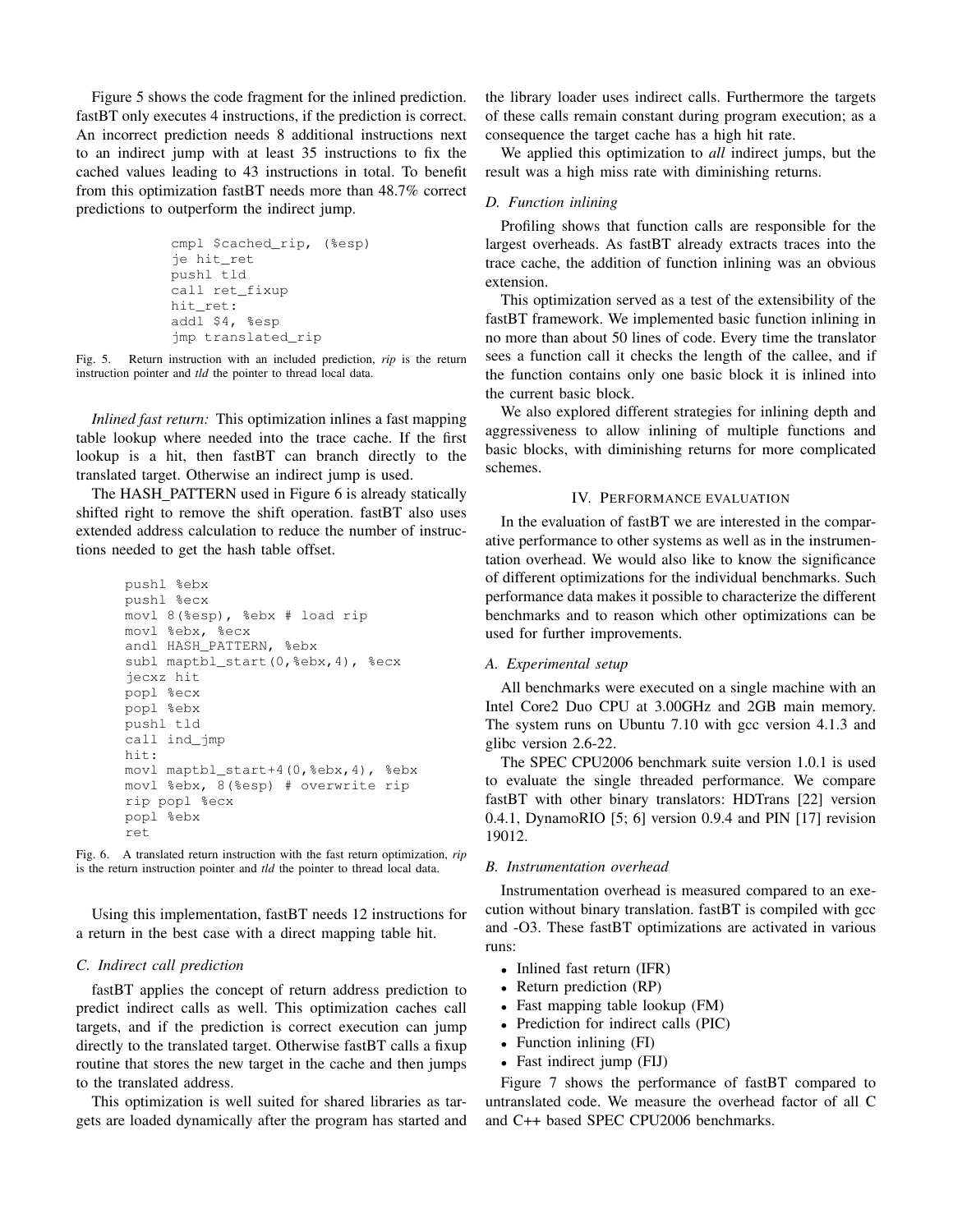Figure 5 shows the code fragment for the inlined prediction. fastBT only executes 4 instructions, if the prediction is correct. An incorrect prediction needs 8 additional instructions next to an indirect jump with at least 35 instructions to fix the cached values leading to 43 instructions in total. To benefit from this optimization fastBT needs more than 48.7% correct predictions to outperform the indirect jump.

```
cmpl $cached_rip, (%esp)
je hit_ret
pushl tld
call ret_fixup
hit_ret:
addl $4, %esp
jmp translated_rip
```

Fig. 5. Return instruction with an included prediction, *rip* is the return instruction pointer and *tld* the pointer to thread local data.

*Inlined fast return:* This optimization inlines a fast mapping table lookup where needed into the trace cache. If the first lookup is a hit, then fastBT can branch directly to the translated target. Otherwise an indirect jump is used.

The HASH_PATTERN used in Figure 6 is already statically shifted right to remove the shift operation. fastBT also uses extended address calculation to reduce the number of instructions needed to get the hash table offset.

```
pushl %ebx
pushl %ecx
movl 8(%esp), %ebx # load rip
movl %ebx, %ecx
andl HASH_PATTERN, %ebx
subl maptbl_start(0,%ebx,4), %ecx
jecxz hit
popl %ecx
popl %ebx
pushl tld
call ind_jmp
hit:
movl maptbl_start+4(0,%ebx,4), %ebx
movl %ebx, 8(%esp) # overwrite rip
rip popl %ecx
popl %ebx
ret
```

Fig. 6. A translated return instruction with the fast return optimization, *rip* is the return instruction pointer and *tld* the pointer to thread local data.

Using this implementation, fastBT needs 12 instructions for a return in the best case with a direct mapping table hit.

### C. Indirect call prediction

fastBT applies the concept of return address prediction to predict indirect calls as well. This optimization caches call targets, and if the prediction is correct execution can jump directly to the translated target. Otherwise fastBT calls a fixup routine that stores the new target in the cache and then jumps to the translated address.

This optimization is well suited for shared libraries as targets are loaded dynamically after the program has started and the library loader uses indirect calls. Furthermore the targets of these calls remain constant during program execution; as a consequence the target cache has a high hit rate.

We applied this optimization to *all* indirect jumps, but the result was a high miss rate with diminishing returns.

### D. Function inlining

Profiling shows that function calls are responsible for the largest overheads. As fastBT already extracts traces into the trace cache, the addition of function inlining was an obvious extension.

This optimization served as a test of the extensibility of the fastBT framework. We implemented basic function inlining in no more than about 50 lines of code. Every time the translator sees a function call it checks the length of the callee, and if the function contains only one basic block it is inlined into the current basic block.

We also explored different strategies for inlining depth and aggressiveness to allow inlining of multiple functions and basic blocks, with diminishing returns for more complicated schemes.

## IV. Performance evaluation

In the evaluation of fastBT we are interested in the comparative performance to other systems as well as in the instrumentation overhead. We would also like to know the significance of different optimizations for the individual benchmarks. Such performance data makes it possible to characterize the different benchmarks and to reason which other optimizations can be used for further improvements.

### A. Experimental setup

All benchmarks were executed on a single machine with an Intel Core2 Duo CPU at 3.00GHz and 2GB main memory. The system runs on Ubuntu 7.10 with gcc version 4.1.3 and glibc version 2.6-22.

The SPEC CPU2006 benchmark suite version 1.0.1 is used to evaluate the single threaded performance. We compare fastBT with other binary translators: HDTrans [22] version 0.4.1, DynamoRIO [5; 6] version 0.9.4 and PIN [17] revision 19012.

### B. Instrumentation overhead

Instrumentation overhead is measured compared to an execution without binary translation. fastBT is compiled with gcc and -O3. These fastBT optimizations are activated in various runs:

- Inlined fast return (IFR)
- Return prediction (RP)
- Fast mapping table lookup (FM)
- Prediction for indirect calls (PIC)
- Function inlining (FI)
- Fast indirect jump (FIJ)

Figure 7 shows the performance of fastBT compared to untranslated code. We measure the overhead factor of all C and C++ based SPEC CPU2006 benchmarks.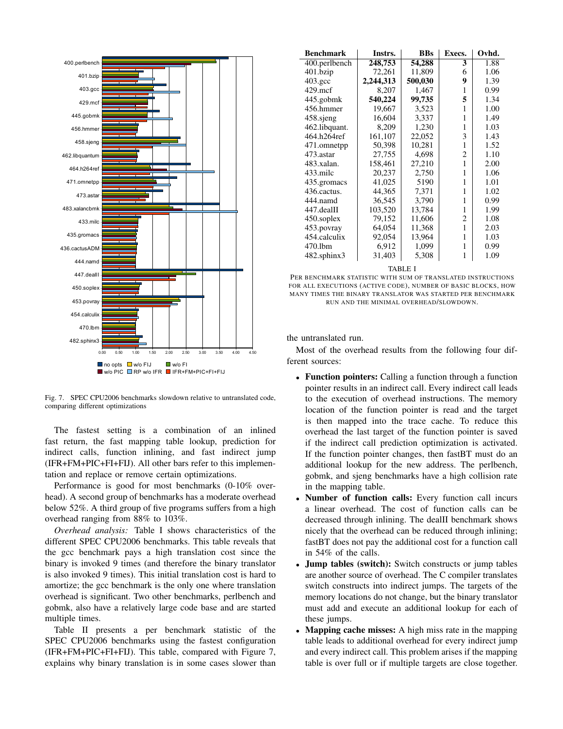Fig. 7. SPEC CPU2006 benchmarks slowdown relative to untranslated code, comparing different optimizations

The fastest setting is a combination of an inlined fast return, the fast mapping table lookup, prediction for indirect calls, function inlining, and fast indirect jump (IFR+FM+PIC+FI+FIJ). All other bars refer to this implementation and replace or remove certain optimizations.

Performance is good for most benchmarks (0-10% overhead). A second group of benchmarks has a moderate overhead below 52%. A third group of five programs suffers from a high overhead ranging from 88% to 103%.

*Overhead analysis:* Table I shows characteristics of the different SPEC CPU2006 benchmarks. This table reveals that the gcc benchmark pays a high translation cost since the binary is invoked 9 times (and therefore the binary translator is also invoked 9 times). This initial translation cost is hard to amortize; the gcc benchmark is the only one where translation overhead is significant. Two other benchmarks, perlbench and gobmk, also have a relatively large code base and are started multiple times.

Table II presents a per benchmark statistic of the SPEC CPU2006 benchmarks using the fastest configuration (IFR+FM+PIC+FI+FIJ). This table, compared with Figure 7, explains why binary translation is in some cases slower than

| Benchmark | Instrs. | BBs | Execs. | Ovhd. |
|---|---|---|---|---|
| 400.perlbench | **248,753** | **54,288** | **3** | 1.88 |
| 401.bzip | 72,261 | 11,809 | 6 | 1.06 |
| 403.gcc | **2,244,313** | **500,030** | **9** | 1.39 |
| 429.mcf | 8,207 | 1,467 | 1 | 0.99 |
| 445.gobmk | **540,224** | **99,735** | **5** | 1.34 |
| 456.hmmer | 19,667 | 3,523 | 1 | 1.00 |
| 458.sjeng | 16,604 | 3,337 | 1 | 1.49 |
| 462.libquant. | 8,209 | 1,230 | 1 | 1.03 |
| 464.h264ref | 161,107 | 22,052 | 3 | 1.43 |
| 471.omnetpp | 50,398 | 10,281 | 1 | 1.52 |
| 473.astar | 27,755 | 4,698 | 2 | 1.10 |
| 483.xalan. | 158,461 | 27,210 | 1 | 2.00 |
| 433.milc | 20,237 | 2,750 | 1 | 1.06 |
| 435.gromacs | 41,025 | 5190 | 1 | 1.01 |
| 436.cactus. | 44,365 | 7,371 | 1 | 1.02 |
| 444.namd | 36,545 | 3,790 | 1 | 0.99 |
| 447.dealII | 103,520 | 13,784 | 1 | 1.99 |
| 450.soplex | 79,152 | 11,606 | 2 | 1.08 |
| 453.povray | 64,054 | 11,368 | 1 | 2.03 |
| 454.calculix | 92,054 | 13,964 | 1 | 1.03 |
| 470.lbm | 6,912 | 1,099 | 1 | 0.99 |
| 482.sphinx3 | 31,403 | 5,308 | 1 | 1.09 |

TABLE I

PER BENCHMARK STATISTIC WITH SUM OF TRANSLATED INSTRUCTIONS FOR ALL EXECUTIONS (ACTIVE CODE), NUMBER OF BASIC BLOCKS, HOW MANY TIMES THE BINARY TRANSLATOR WAS STARTED PER BENCHMARK RUN AND THE MINIMAL OVERHEAD/SLOWDOWN.

the untranslated run.

Most of the overhead results from the following four different sources:

- **Function pointers:** Calling a function through a function pointer results in an indirect call. Every indirect call leads to the execution of overhead instructions. The memory location of the function pointer is read and the target is then mapped into the trace cache. To reduce this overhead the last target of the function pointer is saved if the indirect call prediction optimization is activated. If the function pointer changes, then fastBT must do an additional lookup for the new address. The perlbench, gobmk, and sjeng benchmarks have a high collision rate in the mapping table.
- **Number of function calls:** Every function call incurs a linear overhead. The cost of function calls can be decreased through inlining. The dealII benchmark shows nicely that the overhead can be reduced through inlining; fastBT does not pay the additional cost for a function call in 54% of the calls.
- **Jump tables (switch):** Switch constructs or jump tables are another source of overhead. The C compiler translates switch constructs into indirect jumps. The targets of the memory locations do not change, but the binary translator must add and execute an additional lookup for each of these jumps.
- **Mapping cache misses:** A high miss rate in the mapping table leads to additional overhead for every indirect jump and every indirect call. This problem arises if the mapping table is over full or if multiple targets are close together.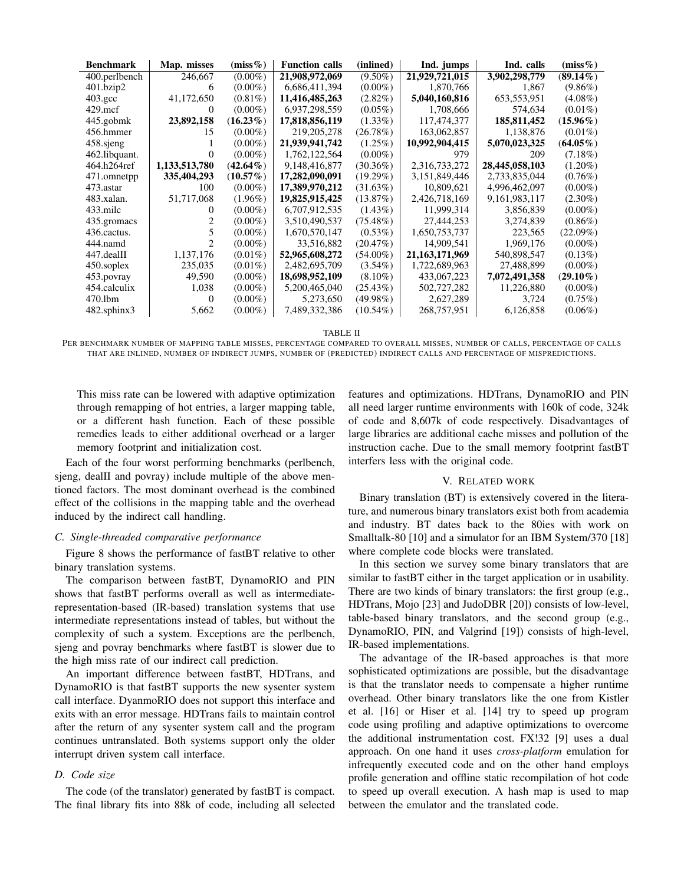| Benchmark | Map. misses | (miss%) | Function calls | (inlined) | Ind. jumps | Ind. calls | (miss%) |
|---|---|---|---|---|---|---|---|
| 400.perlbench | 246,667 | (0.00%) | **21,908,972,069** | (9.50%) | **21,929,721,015** | **3,902,298,779** | **(89.14%)** |
| 401.bzip2 | 6 | (0.00%) | 6,686,411,394 | (0.00%) | 1,870,766 | 1,867 | (9.86%) |
| 403.gcc | 41,172,650 | (0.81%) | **11,416,485,263** | (2.82%) | **5,040,160,816** | 653,553,951 | (4.08%) |
| 429.mcf | 0 | (0.00%) | 6,937,298,559 | (0.05%) | 1,708,666 | 574,634 | (0.01%) |
| 445.gobmk | **23,892,158** | **(16.23%)** | **17,818,856,119** | (1.33%) | 117,474,377 | **185,811,452** | **(15.96%)** |
| 456.hmmer | 15 | (0.00%) | 219,205,278 | (26.78%) | 163,062,857 | 1,138,876 | (0.01%) |
| 458.sjeng | 1 | (0.00%) | **21,939,941,742** | (1.25%) | **10,992,904,415** | **5,070,023,325** | **(64.05%)** |
| 462.libquant. | 0 | (0.00%) | 1,762,122,564 | (0.00%) | 979 | 209 | (7.18%) |
| 464.h264ref | **1,133,513,780** | **(42.64%)** | 9,148,416,877 | (30.36%) | 2,316,733,272 | **28,445,058,103** | (1.20%) |
| 471.omnetpp | **335,404,293** | **(10.57%)** | **17,282,090,091** | (19.29%) | 3,151,849,446 | 2,733,835,044 | (0.76%) |
| 473.astar | 100 | (0.00%) | **17,389,970,212** | (31.63%) | 10,809,621 | 4,996,462,097 | (0.00%) |
| 483.xalan. | 51,717,068 | (1.96%) | **19,825,915,425** | (13.87%) | 2,426,718,169 | 9,161,983,117 | (2.30%) |
| 433.milc | 0 | (0.00%) | 6,707,912,535 | (1.43%) | 11,999,314 | 3,856,839 | (0.00%) |
| 435.gromacs | 2 | (0.00%) | 3,510,490,537 | (75.48%) | 27,444,253 | 3,274,839 | (0.86%) |
| 436.cactus. | 5 | (0.00%) | 1,670,570,147 | (0.53%) | 1,650,753,737 | 223,565 | (22.09%) |
| 444.namd | 2 | (0.00%) | 33,516,882 | (20.47%) | 14,909,541 | 1,969,176 | (0.00%) |
| 447.dealII | 1,137,176 | (0.01%) | **52,965,608,272** | (54.00%) | **21,163,171,969** | 540,898,547 | (0.13%) |
| 450.soplex | 235,035 | (0.01%) | 2,482,695,709 | (3.54%) | 1,722,689,963 | 27,488,899 | (0.00%) |
| 453.povray | 49,590 | (0.00%) | **18,698,952,109** | (8.10%) | 433,067,223 | **7,072,491,358** | **(29.10%)** |
| 454.calculix | 1,038 | (0.00%) | 5,200,465,040 | (25.43%) | 502,727,282 | 11,226,880 | (0.00%) |
| 470.lbm | 0 | (0.00%) | 5,273,650 | (49.98%) | 2,627,289 | 3,724 | (0.75%) |
| 482.sphinx3 | 5,662 | (0.00%) | 7,489,332,386 | (10.54%) | 268,757,951 | 6,126,858 | (0.06%) |

TABLE II

PER BENCHMARK NUMBER OF MAPPING TABLE MISSES, PERCENTAGE COMPARED TO OVERALL MISSES, NUMBER OF CALLS, PERCENTAGE OF CALLS THAT ARE INLINED, NUMBER OF INDIRECT JUMPS, NUMBER OF (PREDICTED) INDIRECT CALLS AND PERCENTAGE OF MISPREDICTIONS.

This miss rate can be lowered with adaptive optimization through remapping of hot entries, a larger mapping table, or a different hash function. Each of these possible remedies leads to either additional overhead or a larger memory footprint and initialization cost.

Each of the four worst performing benchmarks (perlbench, sjeng, dealII and povray) include multiple of the above mentioned factors. The most dominant overhead is the combined effect of the collisions in the mapping table and the overhead induced by the indirect call handling.

### C. Single-threaded comparative performance

Figure 8 shows the performance of fastBT relative to other binary translation systems.

The comparison between fastBT, DynamoRIO and PIN shows that fastBT performs overall as well as intermediate-representation-based (IR-based) translation systems that use intermediate representations instead of tables, but without the complexity of such a system. Exceptions are the perlbench, sjeng and povray benchmarks where fastBT is slower due to the high miss rate of our indirect call prediction.

An important difference between fastBT, HDTrans, and DynamoRIO is that fastBT supports the new sysenter system call interface. DyanmoRIO does not support this interface and exits with an error message. HDTrans fails to maintain control after the return of any sysenter system call and the program continues untranslated. Both systems support only the older interrupt driven system call interface.

### D. Code size

The code (of the translator) generated by fastBT is compact. The final library fits into 88k of code, including all selected features and optimizations. HDTrans, DynamoRIO and PIN all need larger runtime environments with 160k of code, 324k of code and 8,607k of code respectively. Disadvantages of large libraries are additional cache misses and pollution of the instruction cache. Due to the small memory footprint fastBT interfers less with the original code.

## V. RELATED WORK

Binary translation (BT) is extensively covered in the literature, and numerous binary translators exist both from academia and industry. BT dates back to the 80ies with work on Smalltalk-80 [10] and a simulator for an IBM System/370 [18] where complete code blocks were translated.

In this section we survey some binary translators that are similar to fastBT either in the target application or in usability. There are two kinds of binary translators: the first group (e.g., HDTrans, Mojo [23] and JudoDBR [20]) consists of low-level, table-based binary translators, and the second group (e.g., DynamoRIO, PIN, and Valgrind [19]) consists of high-level, IR-based implementations.

The advantage of the IR-based approaches is that more sophisticated optimizations are possible, but the disadvantage is that the translator needs to compensate a higher runtime overhead. Other binary translators like the one from Kistler et al. [16] or Hiser et al. [14] try to speed up program code using profiling and adaptive optimizations to overcome the additional instrumentation cost. FX!32 [9] uses a dual approach. On one hand it uses *cross-platform* emulation for infrequently executed code and on the other hand employs profile generation and offline static recompilation of hot code to speed up overall execution. A hash map is used to map between the emulator and the translated code.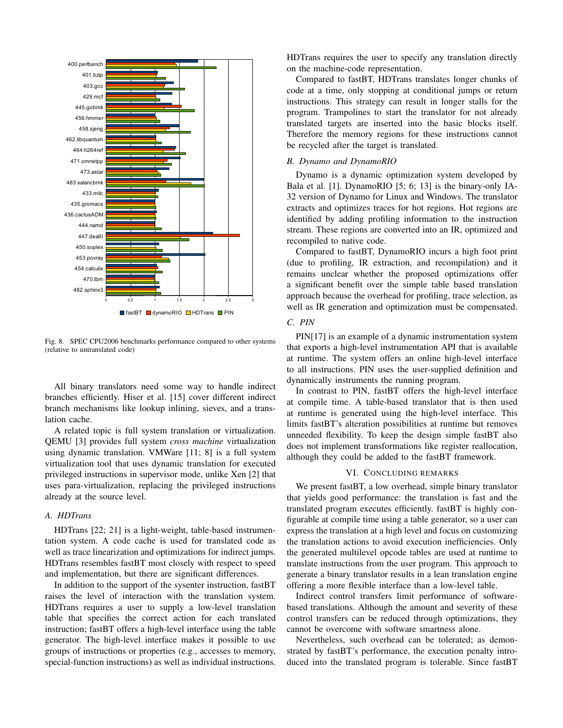Fig. 8. SPEC CPU2006 benchmarks performance compared to other systems (relative to untranslated code)

All binary translators need some way to handle indirect branches efficiently. Hiser et al. [15] cover different indirect branch mechanisms like lookup inlining, sieves, and a translation cache.

A related topic is full system translation or virtualization. QEMU [3] provides full system *cross machine* virtualization using dynamic translation. VMWare [11; 8] is a full system virtualization tool that uses dynamic translation for executed privileged instructions in supervisor mode, unlike Xen [2] that uses para-virtualization, replacing the privileged instructions already at the source level.

### A. HDTrans

HDTrans [22; 21] is a light-weight, table-based instrumentation system. A code cache is used for translated code as well as trace linearization and optimizations for indirect jumps. HDTrans resembles fastBT most closely with respect to speed and implementation, but there are significant differences.

In addition to the support of the sysenter instruction, fastBT raises the level of interaction with the translation system. HDTrans requires a user to supply a low-level translation table that specifies the correct action for each translated instruction; fastBT offers a high-level interface using the table generator. The high-level interface makes it possible to use groups of instructions or properties (e.g., accesses to memory, special-function instructions) as well as individual instructions. HDTrans requires the user to specify any translation directly on the machine-code representation.

Compared to fastBT, HDTrans translates longer chunks of code at a time, only stopping at conditional jumps or return instructions. This strategy can result in longer stalls for the program. Trampolines to start the translator for not already translated targets are inserted into the basic blocks itself. Therefore the memory regions for these instructions cannot be recycled after the target is translated.

### B. Dynamo and DynamoRIO

Dynamo is a dynamic optimization system developed by Bala et al. [1]. DynamoRIO [5; 6; 13] is the binary-only IA-32 version of Dynamo for Linux and Windows. The translator extracts and optimizes traces for hot regions. Hot regions are identified by adding profiling information to the instruction stream. These regions are converted into an IR, optimized and recompiled to native code.

Compared to fastBT, DynamoRIO incurs a high foot print (due to profiling, IR extraction, and recompilation) and it remains unclear whether the proposed optimizations offer a significant benefit over the simple table based translation approach because the overhead for profiling, trace selection, as well as IR generation and optimization must be compensated.

### C. PIN

PIN[17] is an example of a dynamic instrumentation system that exports a high-level instrumentation API that is available at runtime. The system offers an online high-level interface to all instructions. PIN uses the user-supplied definition and dynamically instruments the running program.

In contrast to PIN, fastBT offers the high-level interface at compile time. A table-based translator that is then used at runtime is generated using the high-level interface. This limits fastBT's alteration possibilities at runtime but removes unneeded flexibility. To keep the design simple fastBT also does not implement transformations like register reallocation, although they could be added to the fastBT framework.

## VI. Concluding Remarks

We present fastBT, a low overhead, simple binary translator that yields good performance: the translation is fast and the translated program executes efficiently. fastBT is highly configurable at compile time using a table generator, so a user can express the translation at a high level and focus on customizing the translation actions to avoid execution inefficiencies. Only the generated multilevel opcode tables are used at runtime to translate instructions from the user program. This approach to generate a binary translator results in a lean translation engine offering a more flexible interface than a low-level table.

Indirect control transfers limit performance of software-based translations. Although the amount and severity of these control transfers can be reduced through optimizations, they cannot be overcome with software smartness alone.

Nevertheless, such overhead can be tolerated; as demonstrated by fastBT's performance, the execution penalty introduced into the translated program is tolerable. Since fastBT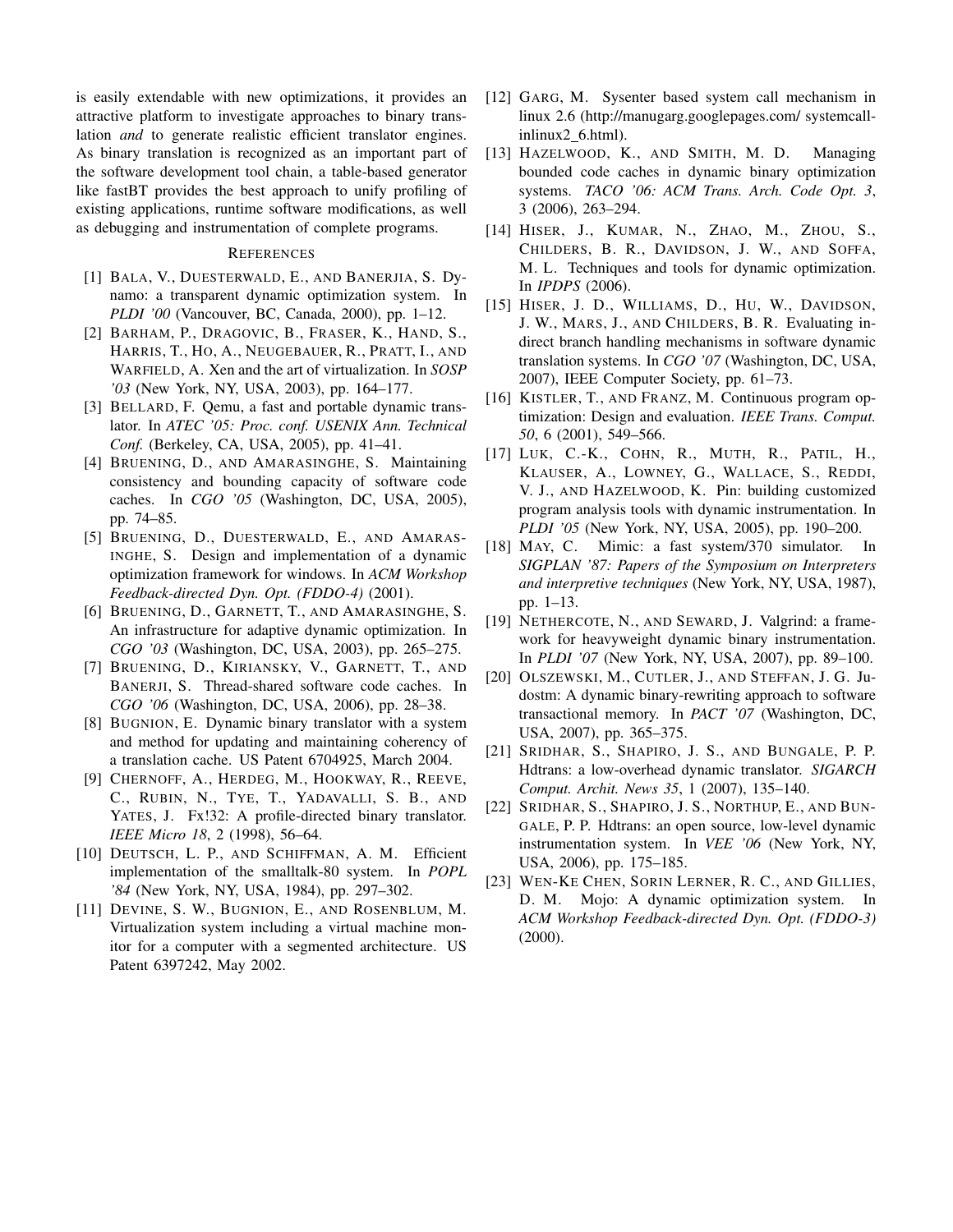is easily extendable with new optimizations, it provides an attractive platform to investigate approaches to binary translation *and* to generate realistic efficient translator engines. As binary translation is recognized as an important part of the software development tool chain, a table-based generator like fastBT provides the best approach to unify profiling of existing applications, runtime software modifications, as well as debugging and instrumentation of complete programs.

## References

[1] Bala, V., Duesterwald, E., and Banerjia, S. Dynamo: a transparent dynamic optimization system. In *PLDI '00* (Vancouver, BC, Canada, 2000), pp. 1–12.

[2] Barham, P., Dragovic, B., Fraser, K., Hand, S., Harris, T., Ho, A., Neugebauer, R., Pratt, I., and Warfield, A. Xen and the art of virtualization. In *SOSP '03* (New York, NY, USA, 2003), pp. 164–177.

[3] Bellard, F. Qemu, a fast and portable dynamic translator. In *ATEC '05: Proc. conf. USENIX Ann. Technical Conf.* (Berkeley, CA, USA, 2005), pp. 41–41.

[4] Bruening, D., and Amarasinghe, S. Maintaining consistency and bounding capacity of software code caches. In *CGO '05* (Washington, DC, USA, 2005), pp. 74–85.

[5] Bruening, D., Duesterwald, E., and Amarasinghe, S. Design and implementation of a dynamic optimization framework for windows. In *ACM Workshop Feedback-directed Dyn. Opt. (FDDO-4)* (2001).

[6] Bruening, D., Garnett, T., and Amarasinghe, S. An infrastructure for adaptive dynamic optimization. In *CGO '03* (Washington, DC, USA, 2003), pp. 265–275.

[7] Bruening, D., Kiriansky, V., Garnett, T., and Banerji, S. Thread-shared software code caches. In *CGO '06* (Washington, DC, USA, 2006), pp. 28–38.

[8] Bugnion, E. Dynamic binary translator with a system and method for updating and maintaining coherency of a translation cache. US Patent 6704925, March 2004.

[9] Chernoff, A., Herdeg, M., Hookway, R., Reeve, C., Rubin, N., Tye, T., Yadavalli, S. B., and Yates, J. Fx!32: A profile-directed binary translator. *IEEE Micro 18*, 2 (1998), 56–64.

[10] Deutsch, L. P., and Schiffman, A. M. Efficient implementation of the smalltalk-80 system. In *POPL '84* (New York, NY, USA, 1984), pp. 297–302.

[11] Devine, S. W., Bugnion, E., and Rosenblum, M. Virtualization system including a virtual machine monitor for a computer with a segmented architecture. US Patent 6397242, May 2002.

[12] Garg, M. Sysenter based system call mechanism in linux 2.6 (http://manugarg.googlepages.com/ systemcall-inlinux2_6.html).

[13] Hazelwood, K., and Smith, M. D. Managing bounded code caches in dynamic binary optimization systems. *TACO '06: ACM Trans. Arch. Code Opt. 3*, 3 (2006), 263–294.

[14] Hiser, J., Kumar, N., Zhao, M., Zhou, S., Childers, B. R., Davidson, J. W., and Soffa, M. L. Techniques and tools for dynamic optimization. In *IPDPS* (2006).

[15] Hiser, J. D., Williams, D., Hu, W., Davidson, J. W., Mars, J., and Childers, B. R. Evaluating indirect branch handling mechanisms in software dynamic translation systems. In *CGO '07* (Washington, DC, USA, 2007), IEEE Computer Society, pp. 61–73.

[16] Kistler, T., and Franz, M. Continuous program optimization: Design and evaluation. *IEEE Trans. Comput. 50*, 6 (2001), 549–566.

[17] Luk, C.-K., Cohn, R., Muth, R., Patil, H., Klauser, A., Lowney, G., Wallace, S., Reddi, V. J., and Hazelwood, K. Pin: building customized program analysis tools with dynamic instrumentation. In *PLDI '05* (New York, NY, USA, 2005), pp. 190–200.

[18] May, C. Mimic: a fast system/370 simulator. In *SIGPLAN '87: Papers of the Symposium on Interpreters and interpretive techniques* (New York, NY, USA, 1987), pp. 1–13.

[19] Nethercote, N., and Seward, J. Valgrind: a framework for heavyweight dynamic binary instrumentation. In *PLDI '07* (New York, NY, USA, 2007), pp. 89–100.

[20] Olszewski, M., Cutler, J., and Steffan, J. G. Judostm: A dynamic binary-rewriting approach to software transactional memory. In *PACT '07* (Washington, DC, USA, 2007), pp. 365–375.

[21] Sridhar, S., Shapiro, J. S., and Bungale, P. P. Hdtrans: a low-overhead dynamic translator. *SIGARCH Comput. Archit. News 35*, 1 (2007), 135–140.

[22] Sridhar, S., Shapiro, J. S., Northup, E., and Bungale, P. P. Hdtrans: an open source, low-level dynamic instrumentation system. In *VEE '06* (New York, NY, USA, 2006), pp. 175–185.

[23] Wen-Ke Chen, Sorin Lerner, R. C., and Gillies, D. M. Mojo: A dynamic optimization system. In *ACM Workshop Feedback-directed Dyn. Opt. (FDDO-3)* (2000).